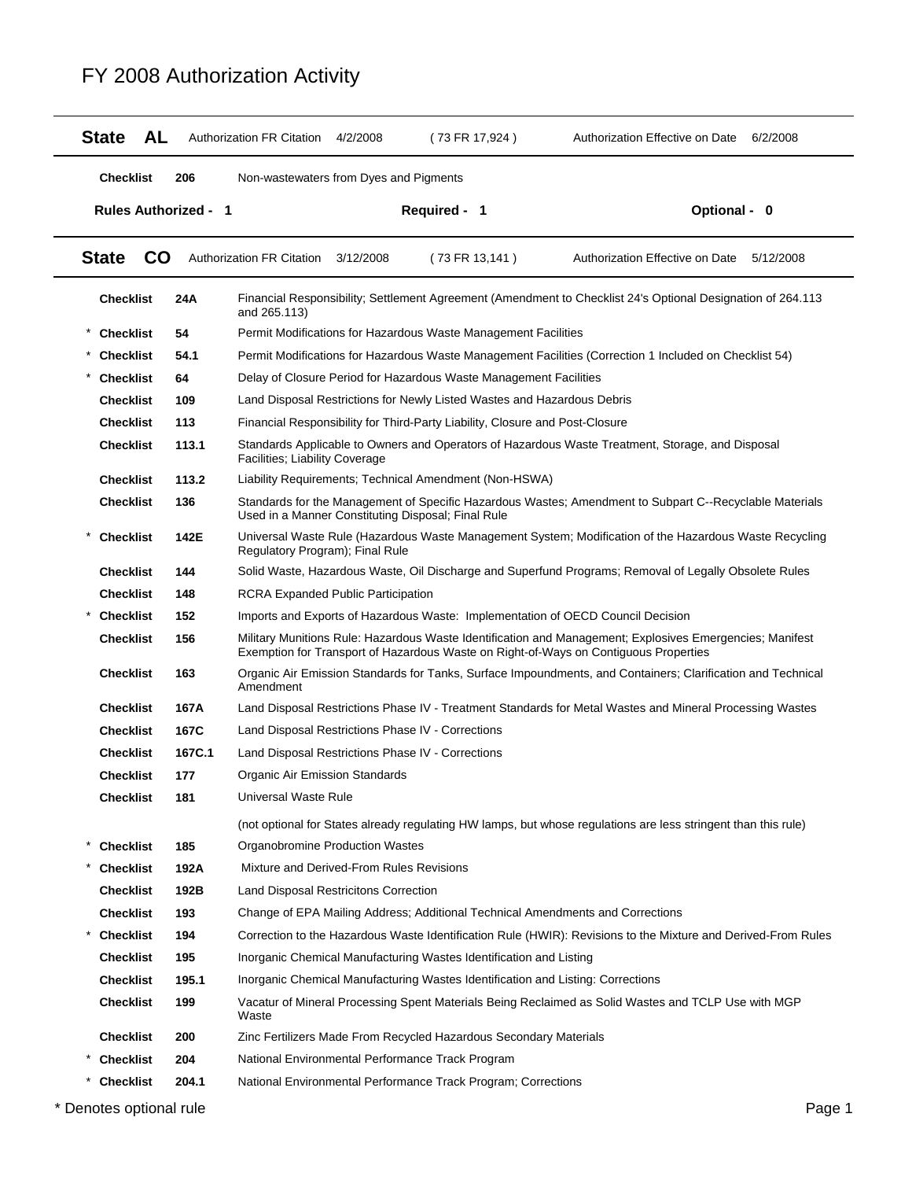# FY 2008 Authorization Activity

| State | AL | Authorization FR Citation | 4/2/2008 | ( 73 FR 17,924 ) | Authorization Effective on Date | 6/2/2008 |
|---|---|---|---|---|---|---|

| | Checklist | Number | Rule |
|---|---|---|---|
| | Checklist | 206 | Non-wastewaters from Dyes and Pigments |

**Rules Authorized - 1** **Required - 1** **Optional - 0**

| State | CO | Authorization FR Citation | 3/12/2008 | ( 73 FR 13,141 ) | Authorization Effective on Date | 5/12/2008 |
|---|---|---|---|---|---|---|

| | Checklist | Number | Rule |
|---|---|---|---|
| | Checklist | 24A | Financial Responsibility; Settlement Agreement (Amendment to Checklist 24's Optional Designation of 264.113 and 265.113) |
| * | Checklist | 54 | Permit Modifications for Hazardous Waste Management Facilities |
| * | Checklist | 54.1 | Permit Modifications for Hazardous Waste Management Facilities (Correction 1 Included on Checklist 54) |
| * | Checklist | 64 | Delay of Closure Period for Hazardous Waste Management Facilities |
| | Checklist | 109 | Land Disposal Restrictions for Newly Listed Wastes and Hazardous Debris |
| | Checklist | 113 | Financial Responsibility for Third-Party Liability, Closure and Post-Closure |
| | Checklist | 113.1 | Standards Applicable to Owners and Operators of Hazardous Waste Treatment, Storage, and Disposal Facilities; Liability Coverage |
| | Checklist | 113.2 | Liability Requirements; Technical Amendment (Non-HSWA) |
| | Checklist | 136 | Standards for the Management of Specific Hazardous Wastes; Amendment to Subpart C--Recyclable Materials Used in a Manner Constituting Disposal; Final Rule |
| * | Checklist | 142E | Universal Waste Rule (Hazardous Waste Management System; Modification of the Hazardous Waste Recycling Regulatory Program); Final Rule |
| | Checklist | 144 | Solid Waste, Hazardous Waste, Oil Discharge and Superfund Programs; Removal of Legally Obsolete Rules |
| | Checklist | 148 | RCRA Expanded Public Participation |
| * | Checklist | 152 | Imports and Exports of Hazardous Waste: Implementation of OECD Council Decision |
| | Checklist | 156 | Military Munitions Rule: Hazardous Waste Identification and Management; Explosives Emergencies; Manifest Exemption for Transport of Hazardous Waste on Right-of-Ways on Contiguous Properties |
| | Checklist | 163 | Organic Air Emission Standards for Tanks, Surface Impoundments, and Containers; Clarification and Technical Amendment |
| | Checklist | 167A | Land Disposal Restrictions Phase IV - Treatment Standards for Metal Wastes and Mineral Processing Wastes |
| | Checklist | 167C | Land Disposal Restrictions Phase IV - Corrections |
| | Checklist | 167C.1 | Land Disposal Restrictions Phase IV - Corrections |
| | Checklist | 177 | Organic Air Emission Standards |
| | Checklist | 181 | Universal Waste Rule<br>(not optional for States already regulating HW lamps, but whose regulations are less stringent than this rule) |
| * | Checklist | 185 | Organobromine Production Wastes |
| * | Checklist | 192A | Mixture and Derived-From Rules Revisions |
| | Checklist | 192B | Land Disposal Restricitons Correction |
| | Checklist | 193 | Change of EPA Mailing Address; Additional Technical Amendments and Corrections |
| * | Checklist | 194 | Correction to the Hazardous Waste Identification Rule (HWIR): Revisions to the Mixture and Derived-From Rules |
| | Checklist | 195 | Inorganic Chemical Manufacturing Wastes Identification and Listing |
| | Checklist | 195.1 | Inorganic Chemical Manufacturing Wastes Identification and Listing: Corrections |
| | Checklist | 199 | Vacatur of Mineral Processing Spent Materials Being Reclaimed as Solid Wastes and TCLP Use with MGP Waste |
| | Checklist | 200 | Zinc Fertilizers Made From Recycled Hazardous Secondary Materials |
| * | Checklist | 204 | National Environmental Performance Track Program |
| * | Checklist | 204.1 | National Environmental Performance Track Program; Corrections |

\* Denotes optional rule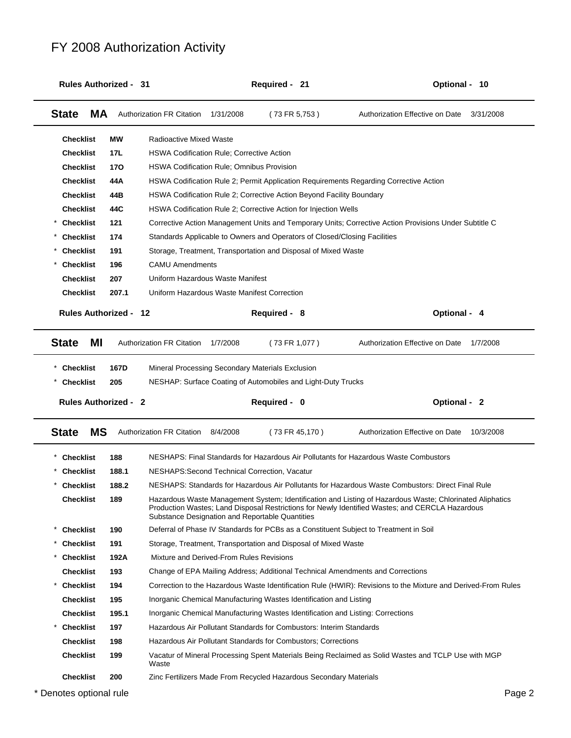# FY 2008 Authorization Activity

**Rules Authorized - 31** | **Required - 21** | **Optional - 10**

---

**State MA** — Authorization FR Citation 1/31/2008 (73 FR 5,753) — Authorization Effective on Date 3/31/2008

| | Checklist | No. | Rule |
|---|---|---|---|
| | Checklist | MW | Radioactive Mixed Waste |
| | Checklist | 17L | HSWA Codification Rule; Corrective Action |
| | Checklist | 17O | HSWA Codification Rule; Omnibus Provision |
| | Checklist | 44A | HSWA Codification Rule 2; Permit Application Requirements Regarding Corrective Action |
| | Checklist | 44B | HSWA Codification Rule 2; Corrective Action Beyond Facility Boundary |
| | Checklist | 44C | HSWA Codification Rule 2; Corrective Action for Injection Wells |
| * | Checklist | 121 | Corrective Action Management Units and Temporary Units; Corrective Action Provisions Under Subtitle C |
| * | Checklist | 174 | Standards Applicable to Owners and Operators of Closed/Closing Facilities |
| * | Checklist | 191 | Storage, Treatment, Transportation and Disposal of Mixed Waste |
| * | Checklist | 196 | CAMU Amendments |
| | Checklist | 207 | Uniform Hazardous Waste Manifest |
| | Checklist | 207.1 | Uniform Hazardous Waste Manifest Correction |

**Rules Authorized - 12** | **Required - 8** | **Optional - 4**

---

**State MI** — Authorization FR Citation 1/7/2008 (73 FR 1,077) — Authorization Effective on Date 1/7/2008

| | Checklist | No. | Rule |
|---|---|---|---|
| * | Checklist | 167D | Mineral Processing Secondary Materials Exclusion |
| * | Checklist | 205 | NESHAP: Surface Coating of Automobiles and Light-Duty Trucks |

**Rules Authorized - 2** | **Required - 0** | **Optional - 2**

---

**State MS** — Authorization FR Citation 8/4/2008 (73 FR 45,170) — Authorization Effective on Date 10/3/2008

| | Checklist | No. | Rule |
|---|---|---|---|
| * | Checklist | 188 | NESHAPS: Final Standards for Hazardous Air Pollutants for Hazardous Waste Combustors |
| * | Checklist | 188.1 | NESHAPS:Second Technical Correction, Vacatur |
| * | Checklist | 188.2 | NESHAPS: Standards for Hazardous Air Pollutants for Hazardous Waste Combustors: Direct Final Rule |
| | Checklist | 189 | Hazardous Waste Management System; Identification and Listing of Hazardous Waste; Chlorinated Aliphatics Production Wastes; Land Disposal Restrictions for Newly Identified Wastes; and CERCLA Hazardous Substance Designation and Reportable Quantities |
| * | Checklist | 190 | Deferral of Phase IV Standards for PCBs as a Constituent Subject to Treatment in Soil |
| * | Checklist | 191 | Storage, Treatment, Transportation and Disposal of Mixed Waste |
| * | Checklist | 192A | Mixture and Derived-From Rules Revisions |
| | Checklist | 193 | Change of EPA Mailing Address; Additional Technical Amendments and Corrections |
| * | Checklist | 194 | Correction to the Hazardous Waste Identification Rule (HWIR): Revisions to the Mixture and Derived-From Rules |
| | Checklist | 195 | Inorganic Chemical Manufacturing Wastes Identification and Listing |
| | Checklist | 195.1 | Inorganic Chemical Manufacturing Wastes Identification and Listing: Corrections |
| * | Checklist | 197 | Hazardous Air Pollutant Standards for Combustors: Interim Standards |
| | Checklist | 198 | Hazardous Air Pollutant Standards for Combustors; Corrections |
| | Checklist | 199 | Vacatur of Mineral Processing Spent Materials Being Reclaimed as Solid Wastes and TCLP Use with MGP Waste |
| | Checklist | 200 | Zinc Fertilizers Made From Recycled Hazardous Secondary Materials |

\* Denotes optional rule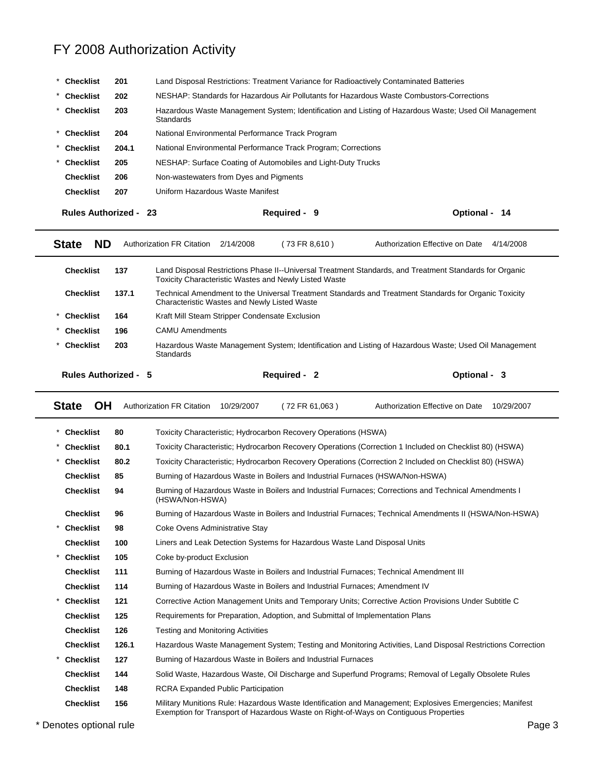# FY 2008 Authorization Activity

| | | | |
|---|---|---|---|
| * | Checklist | 201 | Land Disposal Restrictions: Treatment Variance for Radioactively Contaminated Batteries |
| * | Checklist | 202 | NESHAP: Standards for Hazardous Air Pollutants for Hazardous Waste Combustors-Corrections |
| * | Checklist | 203 | Hazardous Waste Management System; Identification and Listing of Hazardous Waste; Used Oil Management Standards |
| * | Checklist | 204 | National Environmental Performance Track Program |
| * | Checklist | 204.1 | National Environmental Performance Track Program; Corrections |
| * | Checklist | 205 | NESHAP: Surface Coating of Automobiles and Light-Duty Trucks |
| | Checklist | 206 | Non-wastewaters from Dyes and Pigments |
| | Checklist | 207 | Uniform Hazardous Waste Manifest |

**Rules Authorized - 23** **Required - 9** **Optional - 14**

---

**State ND** Authorization FR Citation 2/14/2008 ( 73 FR 8,610 ) Authorization Effective on Date 4/14/2008

| | | | |
|---|---|---|---|
| | Checklist | 137 | Land Disposal Restrictions Phase II--Universal Treatment Standards, and Treatment Standards for Organic Toxicity Characteristic Wastes and Newly Listed Waste |
| | Checklist | 137.1 | Technical Amendment to the Universal Treatment Standards and Treatment Standards for Organic Toxicity Characteristic Wastes and Newly Listed Waste |
| * | Checklist | 164 | Kraft Mill Steam Stripper Condensate Exclusion |
| * | Checklist | 196 | CAMU Amendments |
| * | Checklist | 203 | Hazardous Waste Management System; Identification and Listing of Hazardous Waste; Used Oil Management Standards |

**Rules Authorized - 5** **Required - 2** **Optional - 3**

---

**State OH** Authorization FR Citation 10/29/2007 ( 72 FR 61,063 ) Authorization Effective on Date 10/29/2007

| | | | |
|---|---|---|---|
| * | Checklist | 80 | Toxicity Characteristic; Hydrocarbon Recovery Operations (HSWA) |
| * | Checklist | 80.1 | Toxicity Characteristic; Hydrocarbon Recovery Operations (Correction 1 Included on Checklist 80) (HSWA) |
| * | Checklist | 80.2 | Toxicity Characteristic; Hydrocarbon Recovery Operations (Correction 2 Included on Checklist 80) (HSWA) |
| | Checklist | 85 | Burning of Hazardous Waste in Boilers and Industrial Furnaces (HSWA/Non-HSWA) |
| | Checklist | 94 | Burning of Hazardous Waste in Boilers and Industrial Furnaces; Corrections and Technical Amendments I (HSWA/Non-HSWA) |
| | Checklist | 96 | Burning of Hazardous Waste in Boilers and Industrial Furnaces; Technical Amendments II (HSWA/Non-HSWA) |
| * | Checklist | 98 | Coke Ovens Administrative Stay |
| | Checklist | 100 | Liners and Leak Detection Systems for Hazardous Waste Land Disposal Units |
| * | Checklist | 105 | Coke by-product Exclusion |
| | Checklist | 111 | Burning of Hazardous Waste in Boilers and Industrial Furnaces; Technical Amendment III |
| | Checklist | 114 | Burning of Hazardous Waste in Boilers and Industrial Furnaces; Amendment IV |
| * | Checklist | 121 | Corrective Action Management Units and Temporary Units; Corrective Action Provisions Under Subtitle C |
| | Checklist | 125 | Requirements for Preparation, Adoption, and Submittal of Implementation Plans |
| | Checklist | 126 | Testing and Monitoring Activities |
| | Checklist | 126.1 | Hazardous Waste Management System; Testing and Monitoring Activities, Land Disposal Restrictions Correction |
| * | Checklist | 127 | Burning of Hazardous Waste in Boilers and Industrial Furnaces |
| | Checklist | 144 | Solid Waste, Hazardous Waste, Oil Discharge and Superfund Programs; Removal of Legally Obsolete Rules |
| | Checklist | 148 | RCRA Expanded Public Participation |
| | Checklist | 156 | Military Munitions Rule: Hazardous Waste Identification and Management; Explosives Emergencies; Manifest Exemption for Transport of Hazardous Waste on Right-of-Ways on Contiguous Properties |

* Denotes optional rule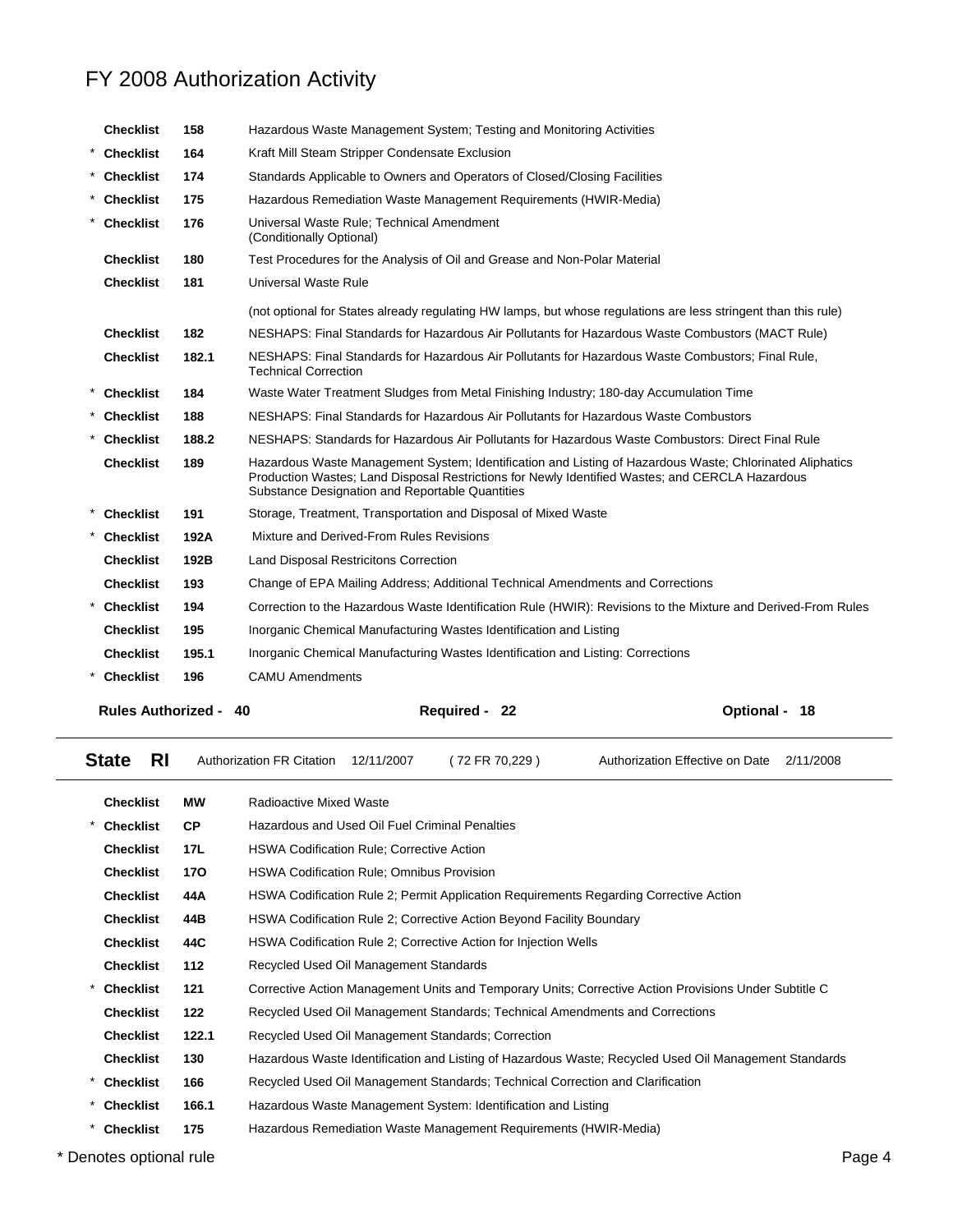# FY 2008 Authorization Activity

| | | | |
|---|---|---|---|
| | Checklist | 158 | Hazardous Waste Management System; Testing and Monitoring Activities |
| * | Checklist | 164 | Kraft Mill Steam Stripper Condensate Exclusion |
| * | Checklist | 174 | Standards Applicable to Owners and Operators of Closed/Closing Facilities |
| * | Checklist | 175 | Hazardous Remediation Waste Management Requirements (HWIR-Media) |
| * | Checklist | 176 | Universal Waste Rule; Technical Amendment (Conditionally Optional) |
| | Checklist | 180 | Test Procedures for the Analysis of Oil and Grease and Non-Polar Material |
| | Checklist | 181 | Universal Waste Rule |
| | | | (not optional for States already regulating HW lamps, but whose regulations are less stringent than this rule) |
| | Checklist | 182 | NESHAPS: Final Standards for Hazardous Air Pollutants for Hazardous Waste Combustors (MACT Rule) |
| | Checklist | 182.1 | NESHAPS: Final Standards for Hazardous Air Pollutants for Hazardous Waste Combustors; Final Rule, Technical Correction |
| * | Checklist | 184 | Waste Water Treatment Sludges from Metal Finishing Industry; 180-day Accumulation Time |
| * | Checklist | 188 | NESHAPS: Final Standards for Hazardous Air Pollutants for Hazardous Waste Combustors |
| * | Checklist | 188.2 | NESHAPS: Standards for Hazardous Air Pollutants for Hazardous Waste Combustors: Direct Final Rule |
| | Checklist | 189 | Hazardous Waste Management System; Identification and Listing of Hazardous Waste; Chlorinated Aliphatics Production Wastes; Land Disposal Restrictions for Newly Identified Wastes; and CERCLA Hazardous Substance Designation and Reportable Quantities |
| * | Checklist | 191 | Storage, Treatment, Transportation and Disposal of Mixed Waste |
| * | Checklist | 192A | Mixture and Derived-From Rules Revisions |
| | Checklist | 192B | Land Disposal Restricitons Correction |
| | Checklist | 193 | Change of EPA Mailing Address; Additional Technical Amendments and Corrections |
| * | Checklist | 194 | Correction to the Hazardous Waste Identification Rule (HWIR): Revisions to the Mixture and Derived-From Rules |
| | Checklist | 195 | Inorganic Chemical Manufacturing Wastes Identification and Listing |
| | Checklist | 195.1 | Inorganic Chemical Manufacturing Wastes Identification and Listing: Corrections |
| * | Checklist | 196 | CAMU Amendments |

**Rules Authorized - 40** **Required - 22** **Optional - 18**

---

**State RI** Authorization FR Citation 12/11/2007 ( 72 FR 70,229 ) Authorization Effective on Date 2/11/2008

---

| | | | |
|---|---|---|---|
| | Checklist | MW | Radioactive Mixed Waste |
| * | Checklist | CP | Hazardous and Used Oil Fuel Criminal Penalties |
| | Checklist | 17L | HSWA Codification Rule; Corrective Action |
| | Checklist | 17O | HSWA Codification Rule; Omnibus Provision |
| | Checklist | 44A | HSWA Codification Rule 2; Permit Application Requirements Regarding Corrective Action |
| | Checklist | 44B | HSWA Codification Rule 2; Corrective Action Beyond Facility Boundary |
| | Checklist | 44C | HSWA Codification Rule 2; Corrective Action for Injection Wells |
| | Checklist | 112 | Recycled Used Oil Management Standards |
| * | Checklist | 121 | Corrective Action Management Units and Temporary Units; Corrective Action Provisions Under Subtitle C |
| | Checklist | 122 | Recycled Used Oil Management Standards; Technical Amendments and Corrections |
| | Checklist | 122.1 | Recycled Used Oil Management Standards; Correction |
| | Checklist | 130 | Hazardous Waste Identification and Listing of Hazardous Waste; Recycled Used Oil Management Standards |
| * | Checklist | 166 | Recycled Used Oil Management Standards; Technical Correction and Clarification |
| * | Checklist | 166.1 | Hazardous Waste Management System: Identification and Listing |
| * | Checklist | 175 | Hazardous Remediation Waste Management Requirements (HWIR-Media) |

* Denotes optional rule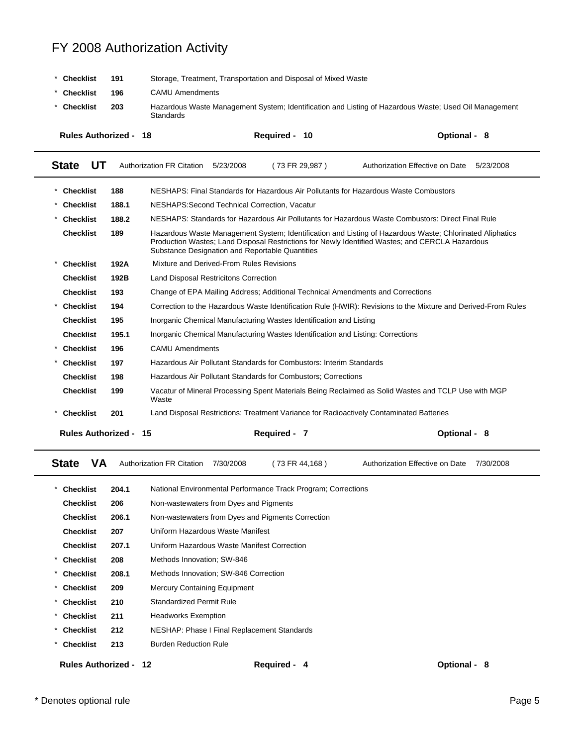# FY 2008 Authorization Activity

| | | | |
|---|---|---|---|
| * | **Checklist** | **191** | Storage, Treatment, Transportation and Disposal of Mixed Waste |
| * | **Checklist** | **196** | CAMU Amendments |
| * | **Checklist** | **203** | Hazardous Waste Management System; Identification and Listing of Hazardous Waste; Used Oil Management Standards |

**Rules Authorized - 18** **Required - 10** **Optional - 8**

---

**State UT** Authorization FR Citation 5/23/2008 ( 73 FR 29,987 ) Authorization Effective on Date 5/23/2008

| | | | |
|---|---|---|---|
| * | **Checklist** | **188** | NESHAPS: Final Standards for Hazardous Air Pollutants for Hazardous Waste Combustors |
| * | **Checklist** | **188.1** | NESHAPS:Second Technical Correction, Vacatur |
| * | **Checklist** | **188.2** | NESHAPS: Standards for Hazardous Air Pollutants for Hazardous Waste Combustors: Direct Final Rule |
| | **Checklist** | **189** | Hazardous Waste Management System; Identification and Listing of Hazardous Waste; Chlorinated Aliphatics Production Wastes; Land Disposal Restrictions for Newly Identified Wastes; and CERCLA Hazardous Substance Designation and Reportable Quantities |
| * | **Checklist** | **192A** | Mixture and Derived-From Rules Revisions |
| | **Checklist** | **192B** | Land Disposal Restricitons Correction |
| | **Checklist** | **193** | Change of EPA Mailing Address; Additional Technical Amendments and Corrections |
| * | **Checklist** | **194** | Correction to the Hazardous Waste Identification Rule (HWIR): Revisions to the Mixture and Derived-From Rules |
| | **Checklist** | **195** | Inorganic Chemical Manufacturing Wastes Identification and Listing |
| | **Checklist** | **195.1** | Inorganic Chemical Manufacturing Wastes Identification and Listing: Corrections |
| * | **Checklist** | **196** | CAMU Amendments |
| * | **Checklist** | **197** | Hazardous Air Pollutant Standards for Combustors: Interim Standards |
| | **Checklist** | **198** | Hazardous Air Pollutant Standards for Combustors; Corrections |
| | **Checklist** | **199** | Vacatur of Mineral Processing Spent Materials Being Reclaimed as Solid Wastes and TCLP Use with MGP Waste |
| * | **Checklist** | **201** | Land Disposal Restrictions: Treatment Variance for Radioactively Contaminated Batteries |

**Rules Authorized - 15** **Required - 7** **Optional - 8**

---

**State VA** Authorization FR Citation 7/30/2008 ( 73 FR 44,168 ) Authorization Effective on Date 7/30/2008

| | | | |
|---|---|---|---|
| * | **Checklist** | **204.1** | National Environmental Performance Track Program; Corrections |
| | **Checklist** | **206** | Non-wastewaters from Dyes and Pigments |
| | **Checklist** | **206.1** | Non-wastewaters from Dyes and Pigments Correction |
| | **Checklist** | **207** | Uniform Hazardous Waste Manifest |
| | **Checklist** | **207.1** | Uniform Hazardous Waste Manifest Correction |
| * | **Checklist** | **208** | Methods Innovation; SW-846 |
| * | **Checklist** | **208.1** | Methods Innovation; SW-846 Correction |
| * | **Checklist** | **209** | Mercury Containing Equipment |
| * | **Checklist** | **210** | Standardized Permit Rule |
| * | **Checklist** | **211** | Headworks Exemption |
| * | **Checklist** | **212** | NESHAP: Phase I Final Replacement Standards |
| * | **Checklist** | **213** | Burden Reduction Rule |

**Rules Authorized - 12** **Required - 4** **Optional - 8**

\* Denotes optional rule